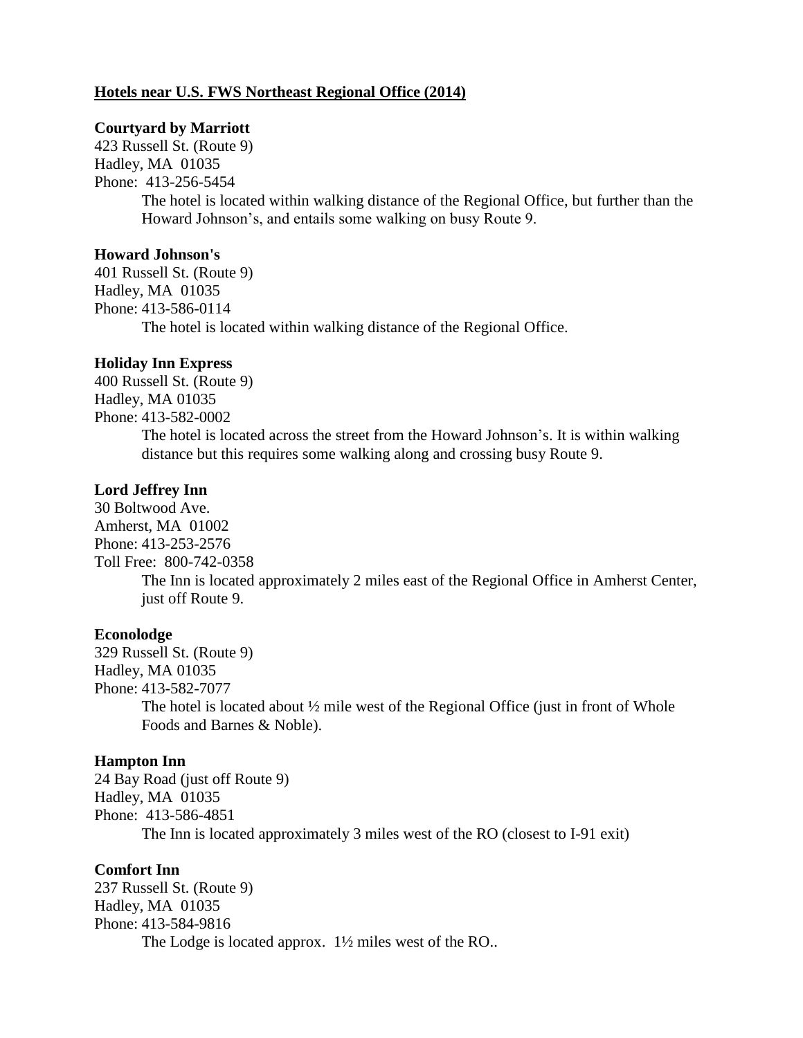**Hotels near U.S. FWS Northeast Regional Office (2014)**

**Courtyard by Marriott**
423 Russell St. (Route 9)
Hadley, MA 01035
Phone: 413-256-5454

The hotel is located within walking distance of the Regional Office, but further than the Howard Johnson's, and entails some walking on busy Route 9.

**Howard Johnson's**
401 Russell St. (Route 9)
Hadley, MA 01035
Phone: 413-586-0114

The hotel is located within walking distance of the Regional Office.

**Holiday Inn Express**
400 Russell St. (Route 9)
Hadley, MA 01035
Phone: 413-582-0002

The hotel is located across the street from the Howard Johnson's. It is within walking distance but this requires some walking along and crossing busy Route 9.

**Lord Jeffrey Inn**
30 Boltwood Ave.
Amherst, MA 01002
Phone: 413-253-2576
Toll Free: 800-742-0358

The Inn is located approximately 2 miles east of the Regional Office in Amherst Center, just off Route 9.

**Econolodge**
329 Russell St. (Route 9)
Hadley, MA 01035
Phone: 413-582-7077

The hotel is located about ½ mile west of the Regional Office (just in front of Whole Foods and Barnes & Noble).

**Hampton Inn**
24 Bay Road (just off Route 9)
Hadley, MA 01035
Phone: 413-586-4851

The Inn is located approximately 3 miles west of the RO (closest to I-91 exit)

**Comfort Inn**
237 Russell St. (Route 9)
Hadley, MA 01035
Phone: 413-584-9816

The Lodge is located approx. 1½ miles west of the RO..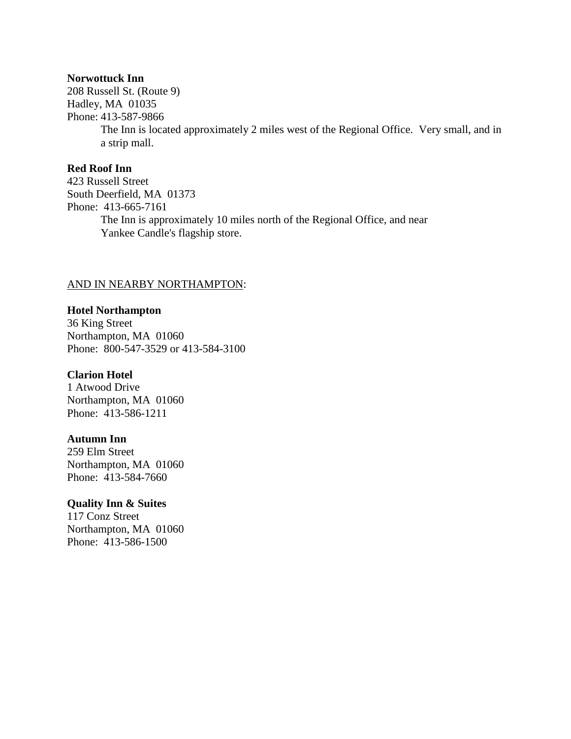**Norwottuck Inn**
208 Russell St. (Route 9)
Hadley, MA 01035
Phone: 413-587-9866

The Inn is located approximately 2 miles west of the Regional Office. Very small, and in a strip mall.

**Red Roof Inn**
423 Russell Street
South Deerfield, MA 01373
Phone: 413-665-7161

The Inn is approximately 10 miles north of the Regional Office, and near Yankee Candle's flagship store.

<u>AND IN NEARBY NORTHAMPTON</u>:

**Hotel Northampton**
36 King Street
Northampton, MA 01060
Phone: 800-547-3529 or 413-584-3100

**Clarion Hotel**
1 Atwood Drive
Northampton, MA 01060
Phone: 413-586-1211

**Autumn Inn**
259 Elm Street
Northampton, MA 01060
Phone: 413-584-7660

**Quality Inn & Suites**
117 Conz Street
Northampton, MA 01060
Phone: 413-586-1500